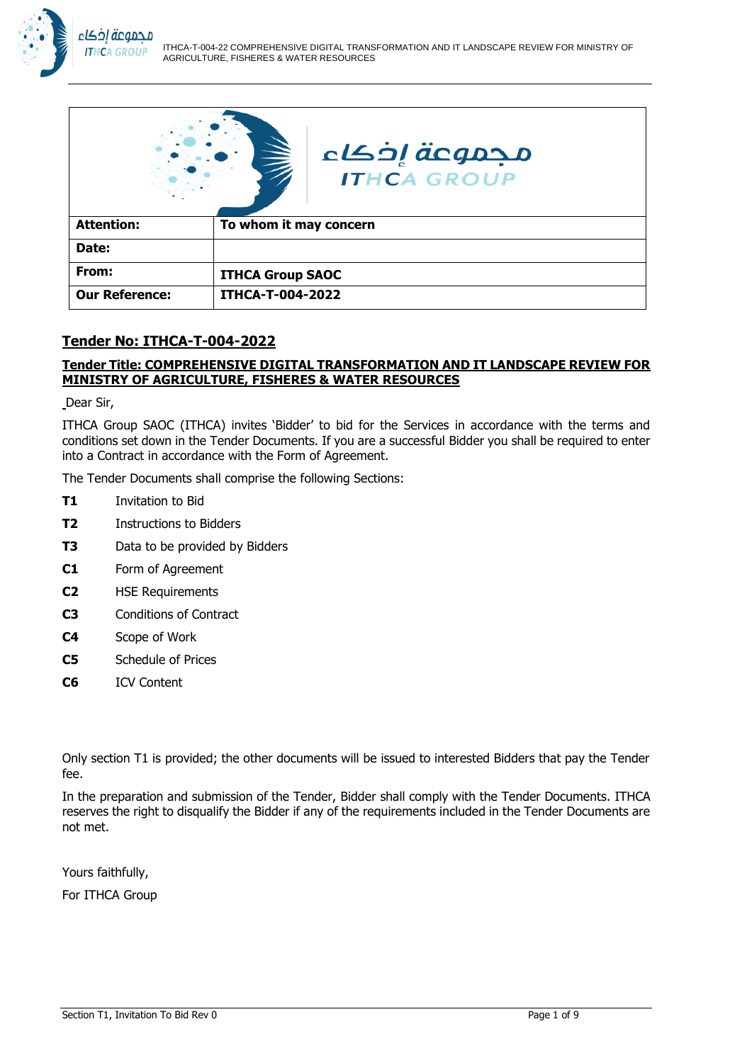| مجموعة إذكاء ITHCA GROUP | |
|---|---|
| **Attention:** | **To whom it may concern** |
| **Date:** | |
| **From:** | **ITHCA Group SAOC** |
| **Our Reference:** | **ITHCA-T-004-2022** |

## Tender No: ITHCA-T-004-2022

### Tender Title: COMPREHENSIVE DIGITAL TRANSFORMATION AND IT LANDSCAPE REVIEW FOR MINISTRY OF AGRICULTURE, FISHERES & WATER RESOURCES

Dear Sir,

ITHCA Group SAOC (ITHCA) invites 'Bidder' to bid for the Services in accordance with the terms and conditions set down in the Tender Documents. If you are a successful Bidder you shall be required to enter into a Contract in accordance with the Form of Agreement.

The Tender Documents shall comprise the following Sections:

**T1** Invitation to Bid

**T2** Instructions to Bidders

**T3** Data to be provided by Bidders

**C1** Form of Agreement

**C2** HSE Requirements

**C3** Conditions of Contract

**C4** Scope of Work

**C5** Schedule of Prices

**C6** ICV Content

Only section T1 is provided; the other documents will be issued to interested Bidders that pay the Tender fee.

In the preparation and submission of the Tender, Bidder shall comply with the Tender Documents. ITHCA reserves the right to disqualify the Bidder if any of the requirements included in the Tender Documents are not met.

Yours faithfully,

For ITHCA Group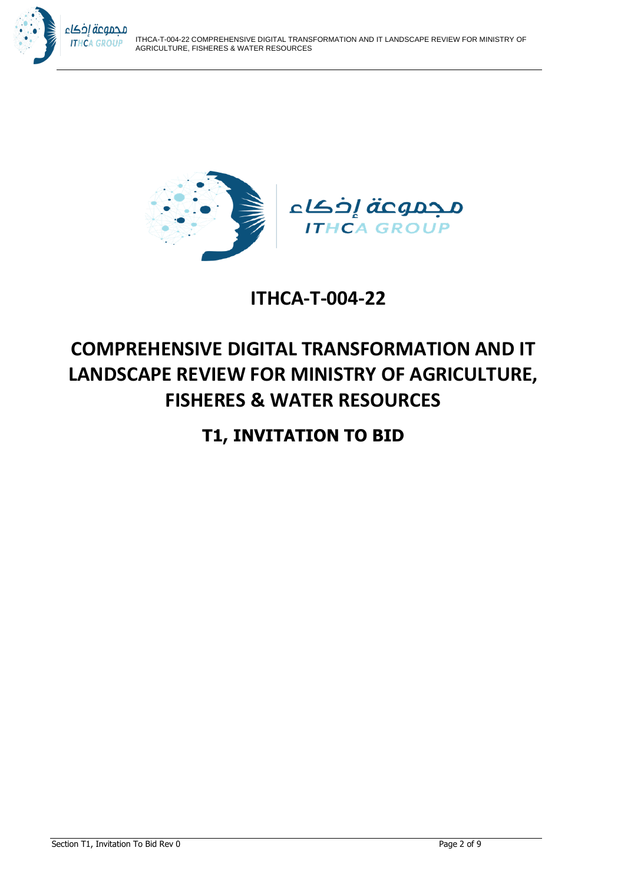# ITHCA-T-004-22

# COMPREHENSIVE DIGITAL TRANSFORMATION AND IT LANDSCAPE REVIEW FOR MINISTRY OF AGRICULTURE, FISHERES & WATER RESOURCES

## T1, INVITATION TO BID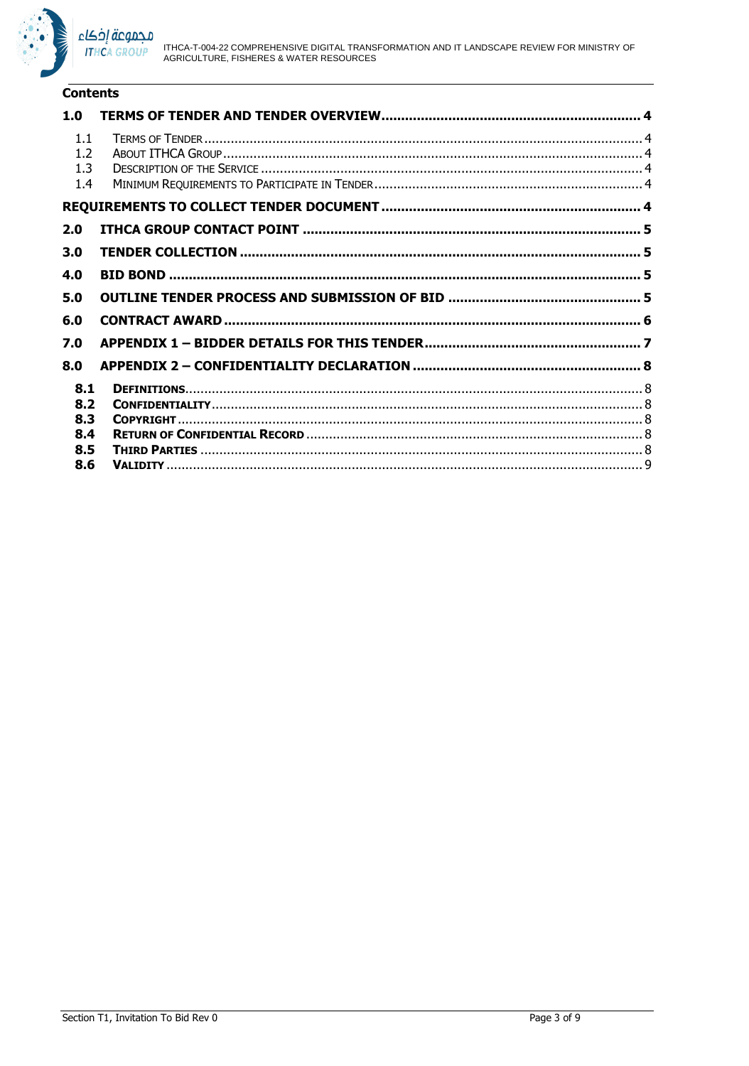**Contents**

**1.0 TERMS OF TENDER AND TENDER OVERVIEW ... 4**

- 1.1 TERMS OF TENDER ... 4
- 1.2 ABOUT ITHCA GROUP ... 4
- 1.3 DESCRIPTION OF THE SERVICE ... 4
- 1.4 MINIMUM REQUIREMENTS TO PARTICIPATE IN TENDER ... 4

**REQUIREMENTS TO COLLECT TENDER DOCUMENT ... 4**

**2.0 ITHCA GROUP CONTACT POINT ... 5**

**3.0 TENDER COLLECTION ... 5**

**4.0 BID BOND ... 5**

**5.0 OUTLINE TENDER PROCESS AND SUBMISSION OF BID ... 5**

**6.0 CONTRACT AWARD ... 6**

**7.0 APPENDIX 1 – BIDDER DETAILS FOR THIS TENDER ... 7**

**8.0 APPENDIX 2 – CONFIDENTIALITY DECLARATION ... 8**

- **8.1 DEFINITIONS ... 8**
- **8.2 CONFIDENTIALITY ... 8**
- **8.3 COPYRIGHT ... 8**
- **8.4 RETURN OF CONFIDENTIAL RECORD ... 8**
- **8.5 THIRD PARTIES ... 8**
- **8.6 VALIDITY ... 9**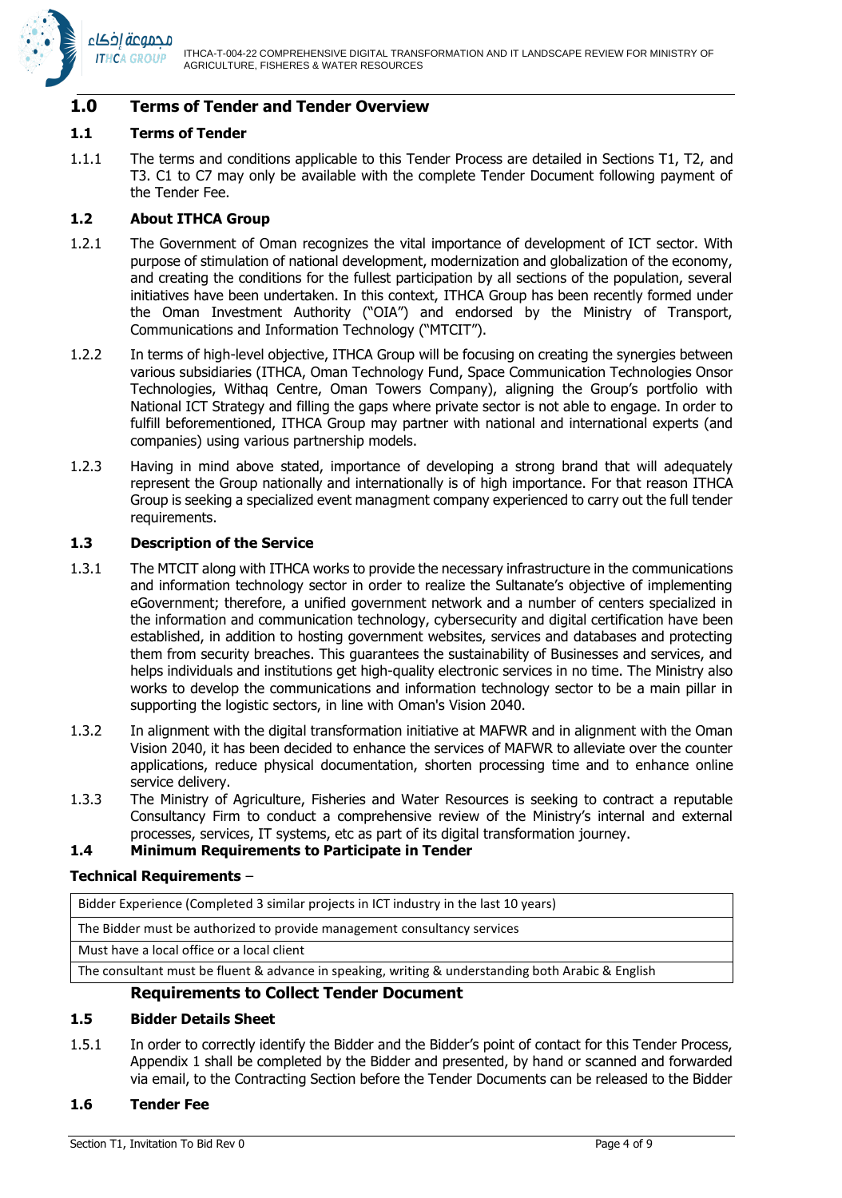## 1.0 Terms of Tender and Tender Overview

### 1.1 Terms of Tender

1.1.1 The terms and conditions applicable to this Tender Process are detailed in Sections T1, T2, and T3. C1 to C7 may only be available with the complete Tender Document following payment of the Tender Fee.

### 1.2 About ITHCA Group

1.2.1 The Government of Oman recognizes the vital importance of development of ICT sector. With purpose of stimulation of national development, modernization and globalization of the economy, and creating the conditions for the fullest participation by all sections of the population, several initiatives have been undertaken. In this context, ITHCA Group has been recently formed under the Oman Investment Authority ("OIA") and endorsed by the Ministry of Transport, Communications and Information Technology ("MTCIT").

1.2.2 In terms of high-level objective, ITHCA Group will be focusing on creating the synergies between various subsidiaries (ITHCA, Oman Technology Fund, Space Communication Technologies Onsor Technologies, Withaq Centre, Oman Towers Company), aligning the Group's portfolio with National ICT Strategy and filling the gaps where private sector is not able to engage. In order to fulfill beforementioned, ITHCA Group may partner with national and international experts (and companies) using various partnership models.

1.2.3 Having in mind above stated, importance of developing a strong brand that will adequately represent the Group nationally and internationally is of high importance. For that reason ITHCA Group is seeking a specialized event managment company experienced to carry out the full tender requirements.

### 1.3 Description of the Service

1.3.1 The MTCIT along with ITHCA works to provide the necessary infrastructure in the communications and information technology sector in order to realize the Sultanate's objective of implementing eGovernment; therefore, a unified government network and a number of centers specialized in the information and communication technology, cybersecurity and digital certification have been established, in addition to hosting government websites, services and databases and protecting them from security breaches. This guarantees the sustainability of Businesses and services, and helps individuals and institutions get high-quality electronic services in no time. The Ministry also works to develop the communications and information technology sector to be a main pillar in supporting the logistic sectors, in line with Oman's Vision 2040.

1.3.2 In alignment with the digital transformation initiative at MAFWR and in alignment with the Oman Vision 2040, it has been decided to enhance the services of MAFWR to alleviate over the counter applications, reduce physical documentation, shorten processing time and to enhance online service delivery.

1.3.3 The Ministry of Agriculture, Fisheries and Water Resources is seeking to contract a reputable Consultancy Firm to conduct a comprehensive review of the Ministry's internal and external processes, services, IT systems, etc as part of its digital transformation journey.

### 1.4 Minimum Requirements to Participate in Tender

**Technical Requirements** –

| Bidder Experience (Completed 3 similar projects in ICT industry in the last 10 years) |
|---|
| The Bidder must be authorized to provide management consultancy services |
| Must have a local office or a local client |
| The consultant must be fluent & advance in speaking, writing & understanding both Arabic & English |

**Requirements to Collect Tender Document**

### 1.5 Bidder Details Sheet

1.5.1 In order to correctly identify the Bidder and the Bidder's point of contact for this Tender Process, Appendix 1 shall be completed by the Bidder and presented, by hand or scanned and forwarded via email, to the Contracting Section before the Tender Documents can be released to the Bidder

### 1.6 Tender Fee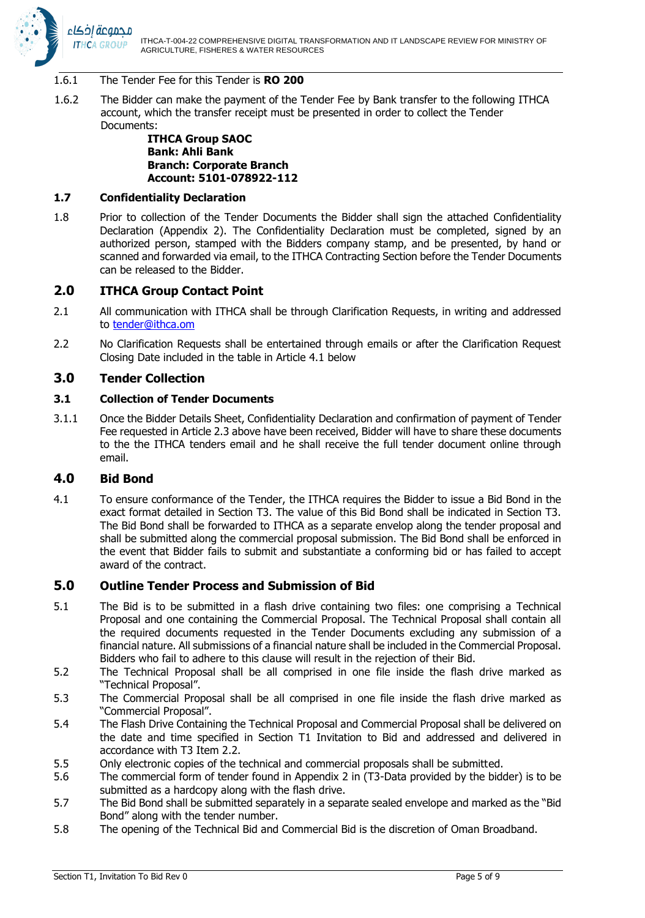1.6.1 The Tender Fee for this Tender is **RO 200**

1.6.2 The Bidder can make the payment of the Tender Fee by Bank transfer to the following ITHCA account, which the transfer receipt must be presented in order to collect the Tender Documents:

**ITHCA Group SAOC**
**Bank: Ahli Bank**
**Branch: Corporate Branch**
**Account: 5101-078922-112**

### 1.7 Confidentiality Declaration

1.8 Prior to collection of the Tender Documents the Bidder shall sign the attached Confidentiality Declaration (Appendix 2). The Confidentiality Declaration must be completed, signed by an authorized person, stamped with the Bidders company stamp, and be presented, by hand or scanned and forwarded via email, to the ITHCA Contracting Section before the Tender Documents can be released to the Bidder.

## 2.0 ITHCA Group Contact Point

2.1 All communication with ITHCA shall be through Clarification Requests, in writing and addressed to tender@ithca.om

2.2 No Clarification Requests shall be entertained through emails or after the Clarification Request Closing Date included in the table in Article 4.1 below

## 3.0 Tender Collection

### 3.1 Collection of Tender Documents

3.1.1 Once the Bidder Details Sheet, Confidentiality Declaration and confirmation of payment of Tender Fee requested in Article 2.3 above have been received, Bidder will have to share these documents to the the ITHCA tenders email and he shall receive the full tender document online through email.

## 4.0 Bid Bond

4.1 To ensure conformance of the Tender, the ITHCA requires the Bidder to issue a Bid Bond in the exact format detailed in Section T3. The value of this Bid Bond shall be indicated in Section T3. The Bid Bond shall be forwarded to ITHCA as a separate envelop along the tender proposal and shall be submitted along the commercial proposal submission. The Bid Bond shall be enforced in the event that Bidder fails to submit and substantiate a conforming bid or has failed to accept award of the contract.

## 5.0 Outline Tender Process and Submission of Bid

5.1 The Bid is to be submitted in a flash drive containing two files: one comprising a Technical Proposal and one containing the Commercial Proposal. The Technical Proposal shall contain all the required documents requested in the Tender Documents excluding any submission of a financial nature. All submissions of a financial nature shall be included in the Commercial Proposal. Bidders who fail to adhere to this clause will result in the rejection of their Bid.

5.2 The Technical Proposal shall be all comprised in one file inside the flash drive marked as "Technical Proposal".

5.3 The Commercial Proposal shall be all comprised in one file inside the flash drive marked as "Commercial Proposal".

5.4 The Flash Drive Containing the Technical Proposal and Commercial Proposal shall be delivered on the date and time specified in Section T1 Invitation to Bid and addressed and delivered in accordance with T3 Item 2.2.

5.5 Only electronic copies of the technical and commercial proposals shall be submitted.

5.6 The commercial form of tender found in Appendix 2 in (T3-Data provided by the bidder) is to be submitted as a hardcopy along with the flash drive.

5.7 The Bid Bond shall be submitted separately in a separate sealed envelope and marked as the "Bid Bond" along with the tender number.

5.8 The opening of the Technical Bid and Commercial Bid is the discretion of Oman Broadband.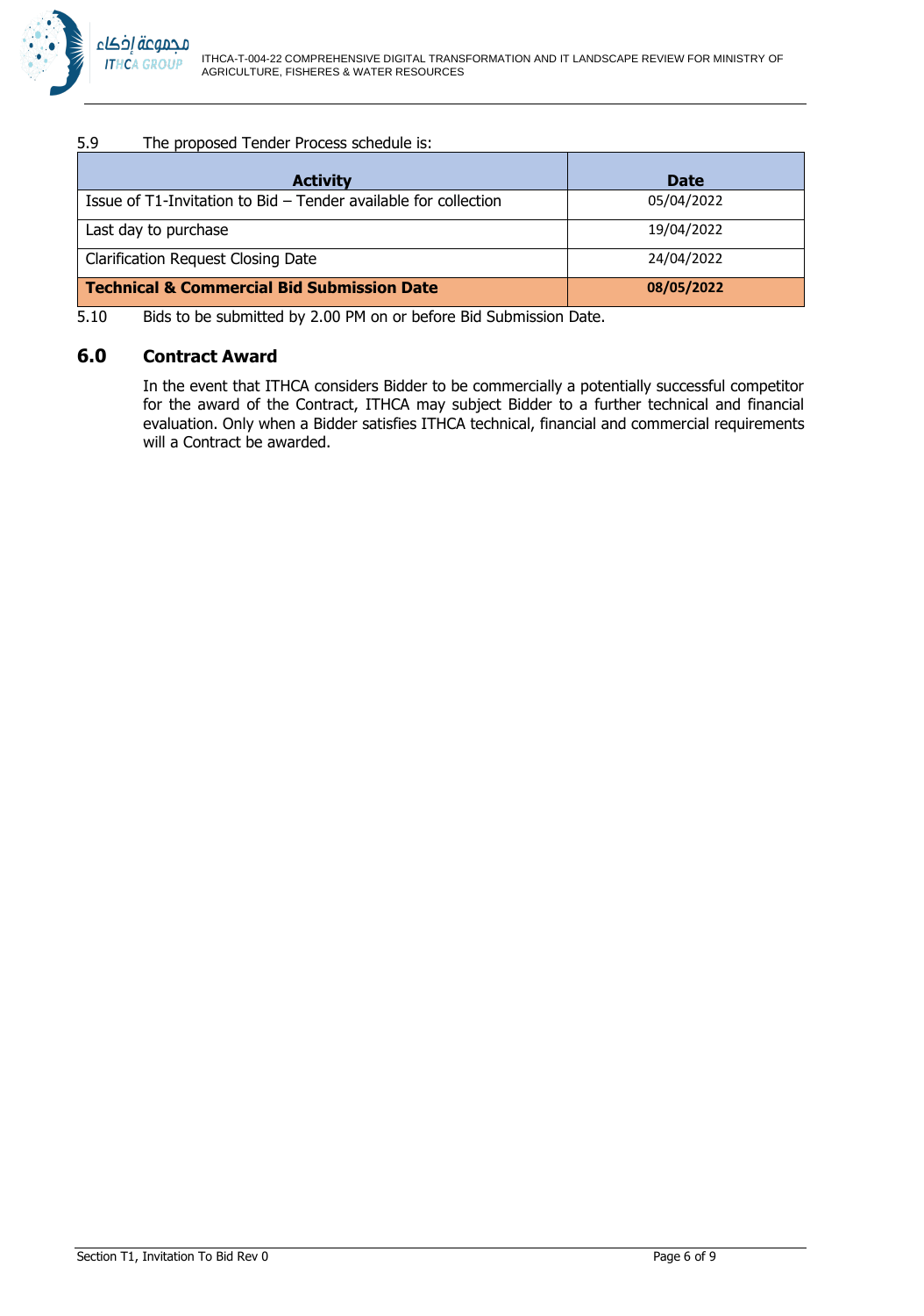5.9 The proposed Tender Process schedule is:

| Activity | Date |
|---|---|
| Issue of T1-Invitation to Bid – Tender available for collection | 05/04/2022 |
| Last day to purchase | 19/04/2022 |
| Clarification Request Closing Date | 24/04/2022 |
| **Technical & Commercial Bid Submission Date** | **08/05/2022** |

5.10 Bids to be submitted by 2.00 PM on or before Bid Submission Date.

## 6.0 Contract Award

In the event that ITHCA considers Bidder to be commercially a potentially successful competitor for the award of the Contract, ITHCA may subject Bidder to a further technical and financial evaluation. Only when a Bidder satisfies ITHCA technical, financial and commercial requirements will a Contract be awarded.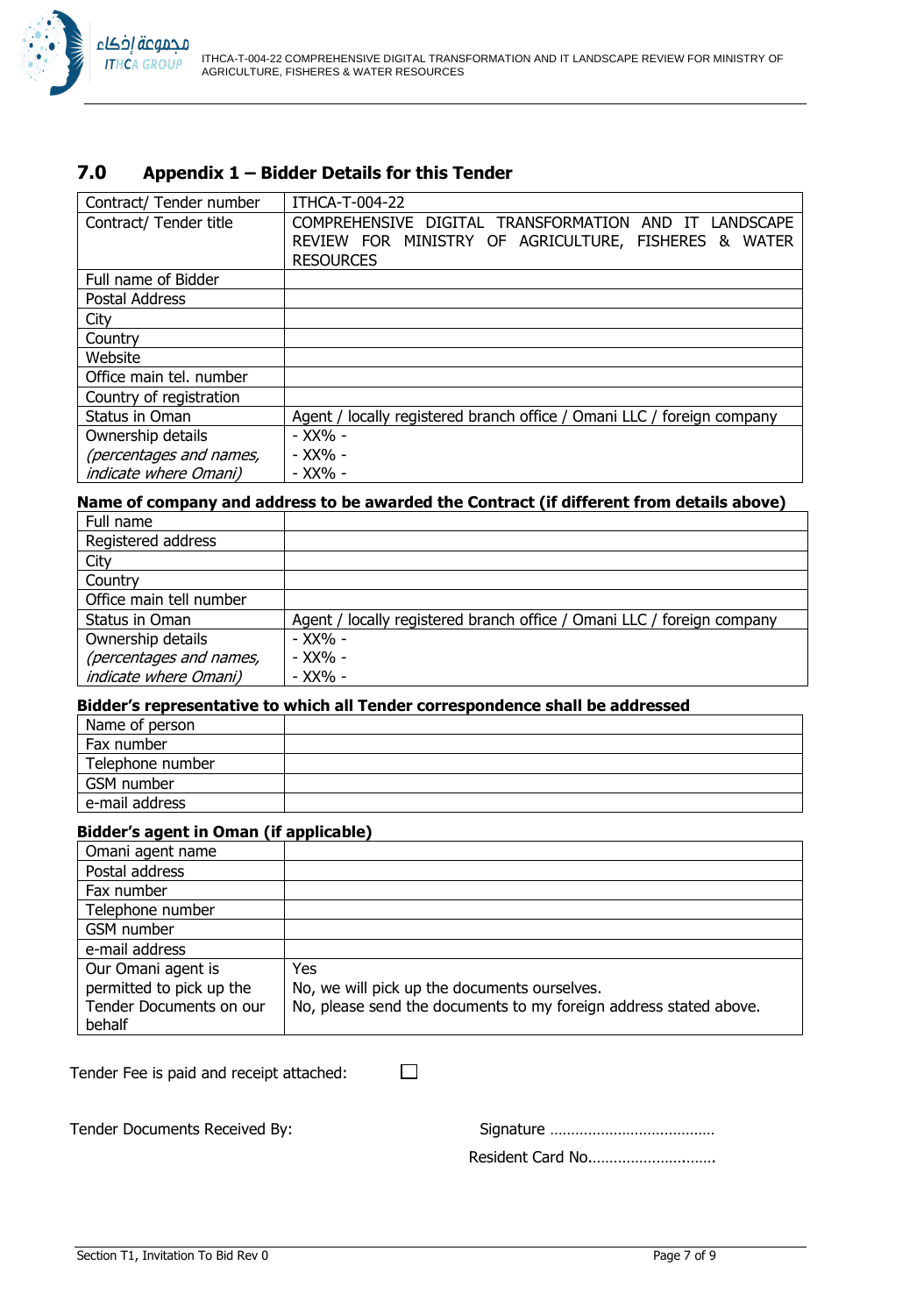## 7.0 Appendix 1 – Bidder Details for this Tender

| Contract/ Tender number | ITHCA-T-004-22 |
|---|---|
| Contract/ Tender title | COMPREHENSIVE DIGITAL TRANSFORMATION AND IT LANDSCAPE REVIEW FOR MINISTRY OF AGRICULTURE, FISHERES & WATER RESOURCES |
| Full name of Bidder | |
| Postal Address | |
| City | |
| Country | |
| Website | |
| Office main tel. number | |
| Country of registration | |
| Status in Oman | Agent / locally registered branch office / Omani LLC / foreign company |
| Ownership details *(percentages and names, indicate where Omani)* | - XX% -<br>- XX% -<br>- XX% - |

**Name of company and address to be awarded the Contract (if different from details above)**

| Full name | |
|---|---|
| Registered address | |
| City | |
| Country | |
| Office main tell number | |
| Status in Oman | Agent / locally registered branch office / Omani LLC / foreign company |
| Ownership details *(percentages and names, indicate where Omani)* | - XX% -<br>- XX% -<br>- XX% - |

**Bidder's representative to which all Tender correspondence shall be addressed**

| Name of person | |
|---|---|
| Fax number | |
| Telephone number | |
| GSM number | |
| e-mail address | |

**Bidder's agent in Oman (if applicable)**

| Omani agent name | |
|---|---|
| Postal address | |
| Fax number | |
| Telephone number | |
| GSM number | |
| e-mail address | |
| Our Omani agent is permitted to pick up the Tender Documents on our behalf | Yes<br>No, we will pick up the documents ourselves.<br>No, please send the documents to my foreign address stated above. |

Tender Fee is paid and receipt attached: ☐

Tender Documents Received By: Signature …………………………………

Resident Card No………………………..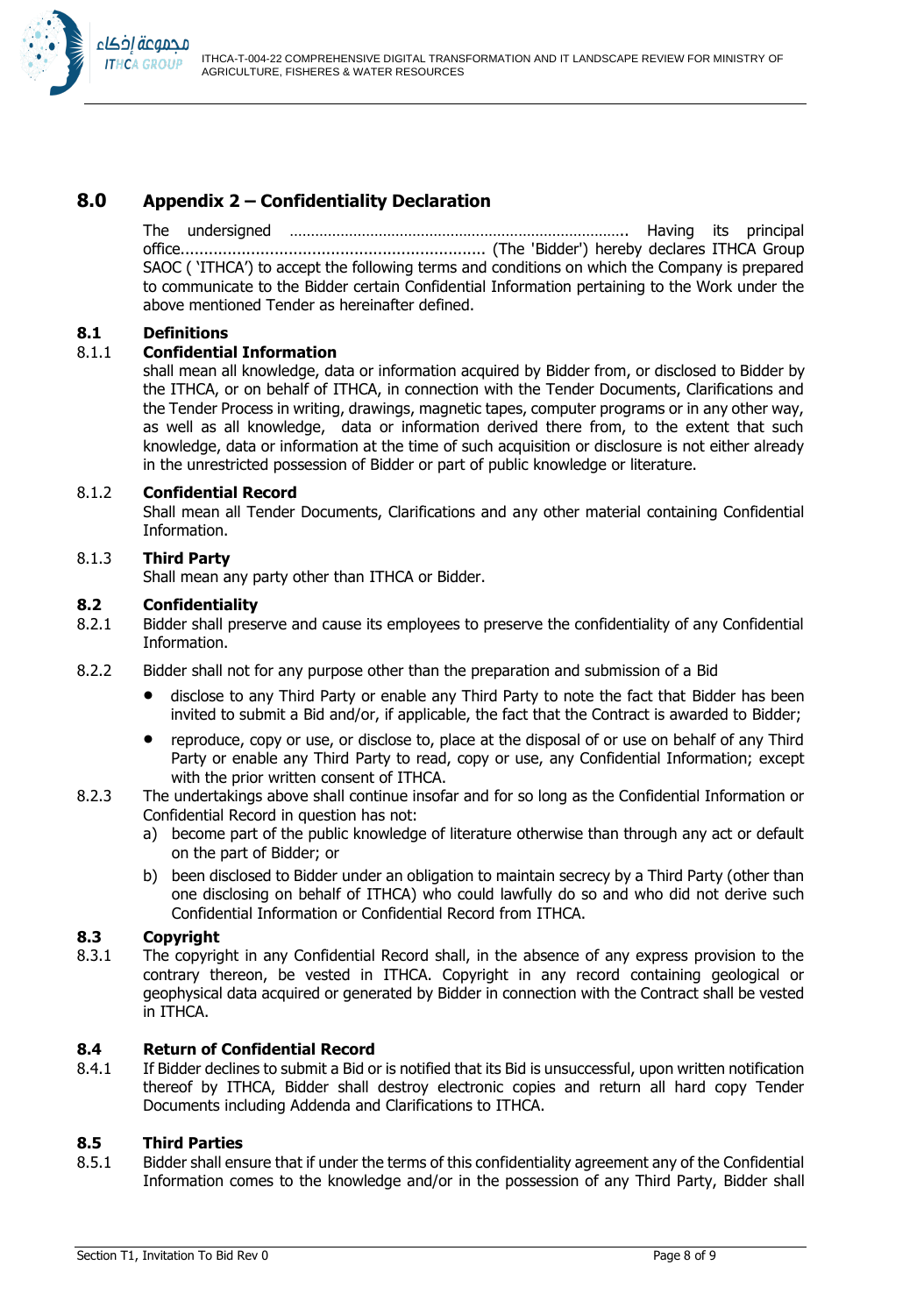# 8.0 Appendix 2 – Confidentiality Declaration

The undersigned …………………………………………………………………….. Having its principal office................................................................ (The 'Bidder') hereby declares ITHCA Group SAOC ( 'ITHCA') to accept the following terms and conditions on which the Company is prepared to communicate to the Bidder certain Confidential Information pertaining to the Work under the above mentioned Tender as hereinafter defined.

## 8.1 Definitions

### 8.1.1 Confidential Information

shall mean all knowledge, data or information acquired by Bidder from, or disclosed to Bidder by the ITHCA, or on behalf of ITHCA, in connection with the Tender Documents, Clarifications and the Tender Process in writing, drawings, magnetic tapes, computer programs or in any other way, as well as all knowledge, data or information derived there from, to the extent that such knowledge, data or information at the time of such acquisition or disclosure is not either already in the unrestricted possession of Bidder or part of public knowledge or literature.

### 8.1.2 Confidential Record

Shall mean all Tender Documents, Clarifications and any other material containing Confidential Information.

### 8.1.3 Third Party

Shall mean any party other than ITHCA or Bidder.

## 8.2 Confidentiality

8.2.1 Bidder shall preserve and cause its employees to preserve the confidentiality of any Confidential Information.

8.2.2 Bidder shall not for any purpose other than the preparation and submission of a Bid

- disclose to any Third Party or enable any Third Party to note the fact that Bidder has been invited to submit a Bid and/or, if applicable, the fact that the Contract is awarded to Bidder;
- reproduce, copy or use, or disclose to, place at the disposal of or use on behalf of any Third Party or enable any Third Party to read, copy or use, any Confidential Information; except with the prior written consent of ITHCA.

8.2.3 The undertakings above shall continue insofar and for so long as the Confidential Information or Confidential Record in question has not:

a) become part of the public knowledge of literature otherwise than through any act or default on the part of Bidder; or

b) been disclosed to Bidder under an obligation to maintain secrecy by a Third Party (other than one disclosing on behalf of ITHCA) who could lawfully do so and who did not derive such Confidential Information or Confidential Record from ITHCA.

## 8.3 Copyright

8.3.1 The copyright in any Confidential Record shall, in the absence of any express provision to the contrary thereon, be vested in ITHCA. Copyright in any record containing geological or geophysical data acquired or generated by Bidder in connection with the Contract shall be vested in ITHCA.

## 8.4 Return of Confidential Record

8.4.1 If Bidder declines to submit a Bid or is notified that its Bid is unsuccessful, upon written notification thereof by ITHCA, Bidder shall destroy electronic copies and return all hard copy Tender Documents including Addenda and Clarifications to ITHCA.

## 8.5 Third Parties

8.5.1 Bidder shall ensure that if under the terms of this confidentiality agreement any of the Confidential Information comes to the knowledge and/or in the possession of any Third Party, Bidder shall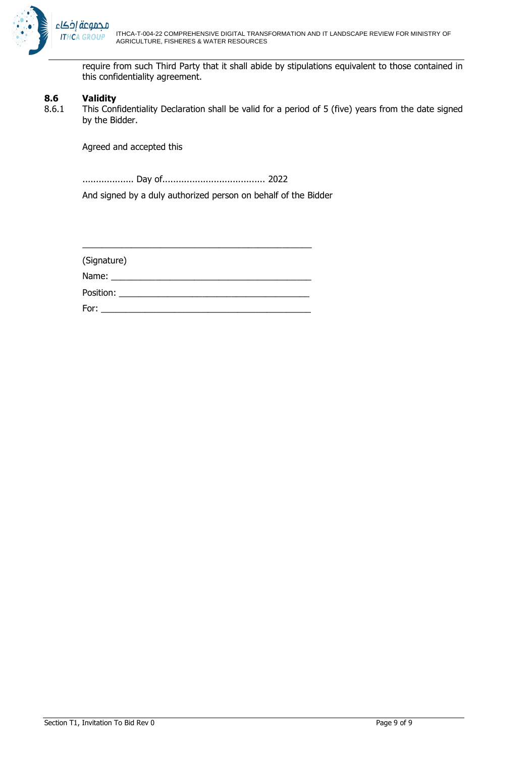require from such Third Party that it shall abide by stipulations equivalent to those contained in this confidentiality agreement.

### 8.6 Validity

8.6.1 This Confidentiality Declaration shall be valid for a period of 5 (five) years from the date signed by the Bidder.

Agreed and accepted this

.................. Day of...................................... 2022

And signed by a duly authorized person on behalf of the Bidder

_______________________________________________

(Signature)

Name: _________________________________________

Position: ______________________________________

For: ___________________________________________